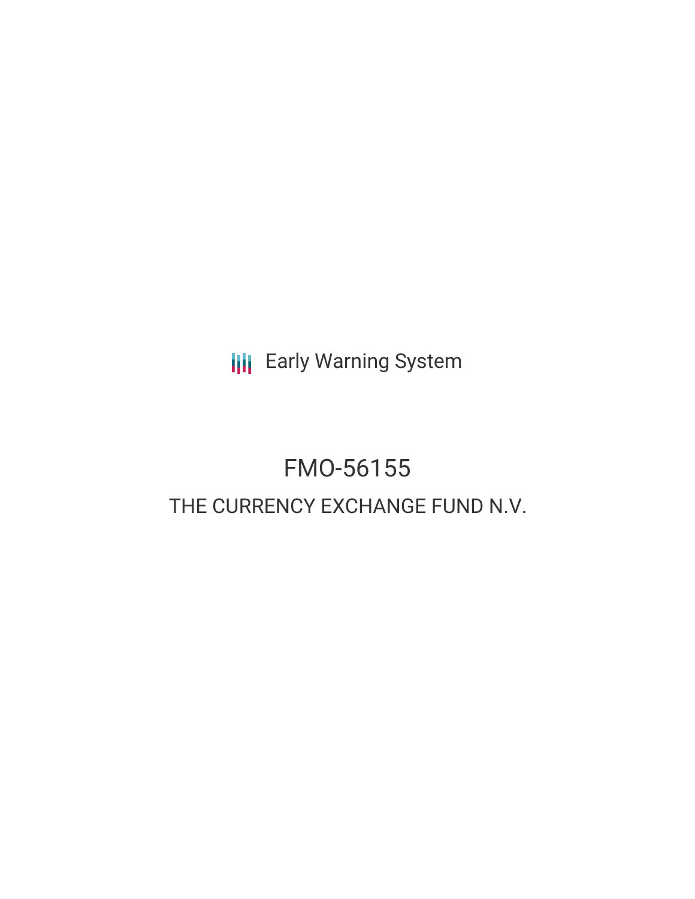Early Warning System

# FMO-56155

## THE CURRENCY EXCHANGE FUND N.V.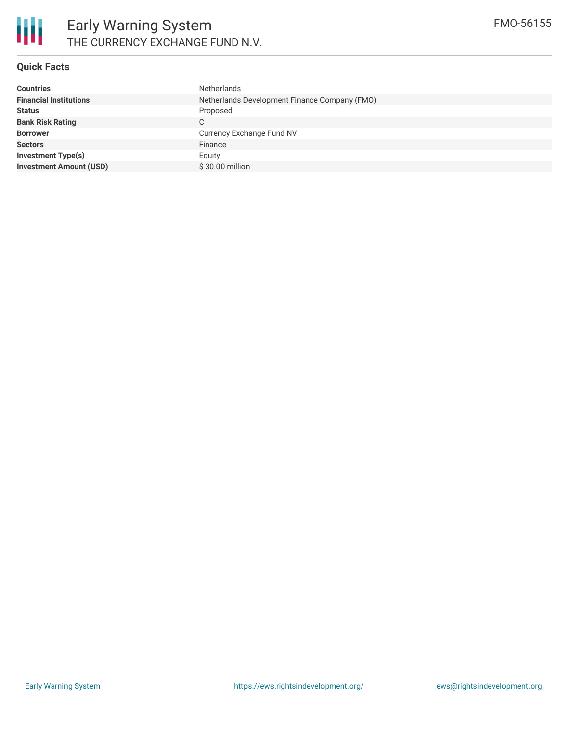# Early Warning System

## THE CURRENCY EXCHANGE FUND N.V.

FMO-56155

### Quick Facts

| | |
|---|---|
| **Countries** | Netherlands |
| **Financial Institutions** | Netherlands Development Finance Company (FMO) |
| **Status** | Proposed |
| **Bank Risk Rating** | C |
| **Borrower** | Currency Exchange Fund NV |
| **Sectors** | Finance |
| **Investment Type(s)** | Equity |
| **Investment Amount (USD)** | $ 30.00 million |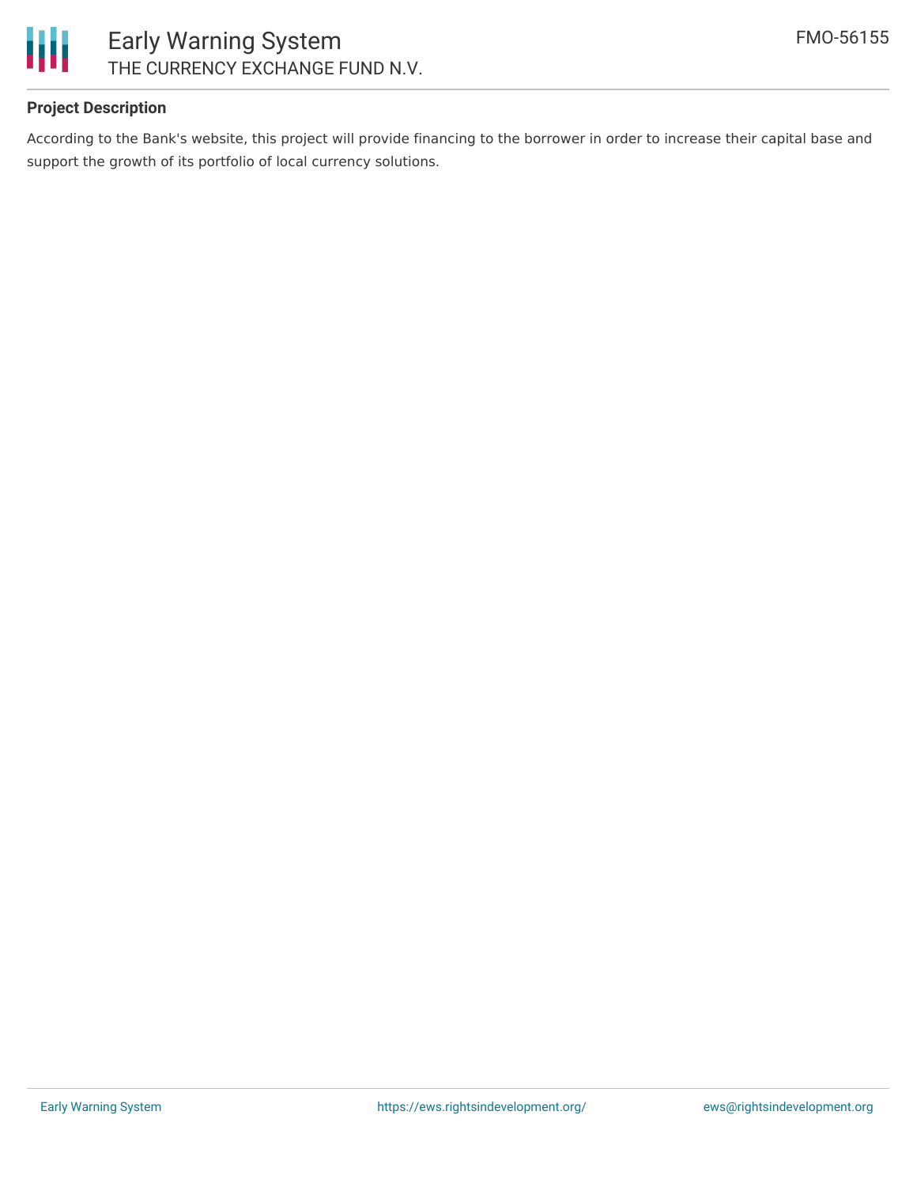## Project Description

According to the Bank's website, this project will provide financing to the borrower in order to increase their capital base and support the growth of its portfolio of local currency solutions.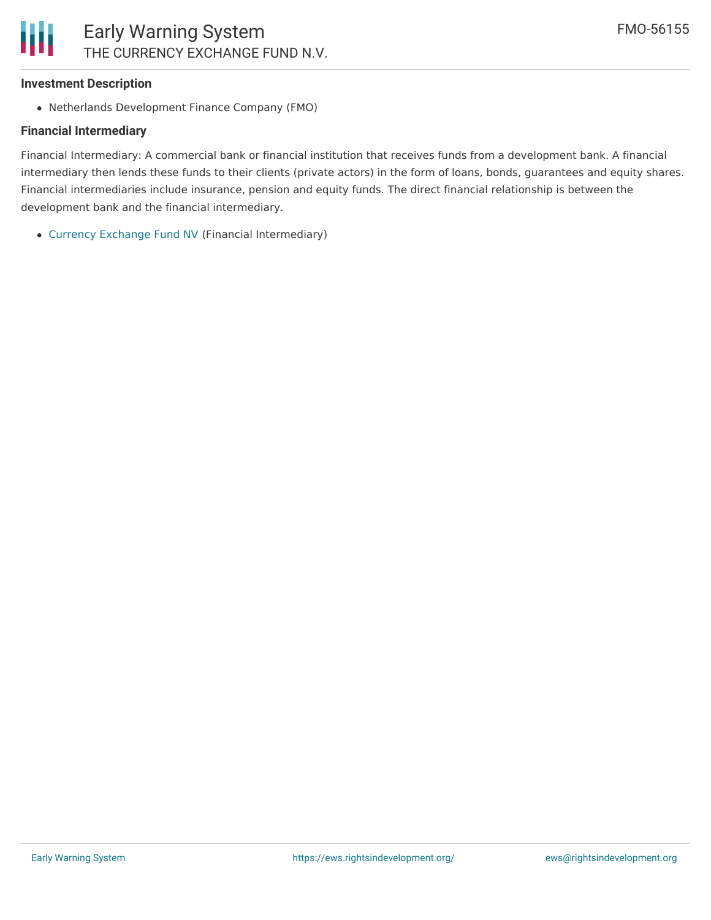### Investment Description

- Netherlands Development Finance Company (FMO)

### Financial Intermediary

Financial Intermediary: A commercial bank or financial institution that receives funds from a development bank. A financial intermediary then lends these funds to their clients (private actors) in the form of loans, bonds, guarantees and equity shares. Financial intermediaries include insurance, pension and equity funds. The direct financial relationship is between the development bank and the financial intermediary.

- Currency Exchange Fund NV (Financial Intermediary)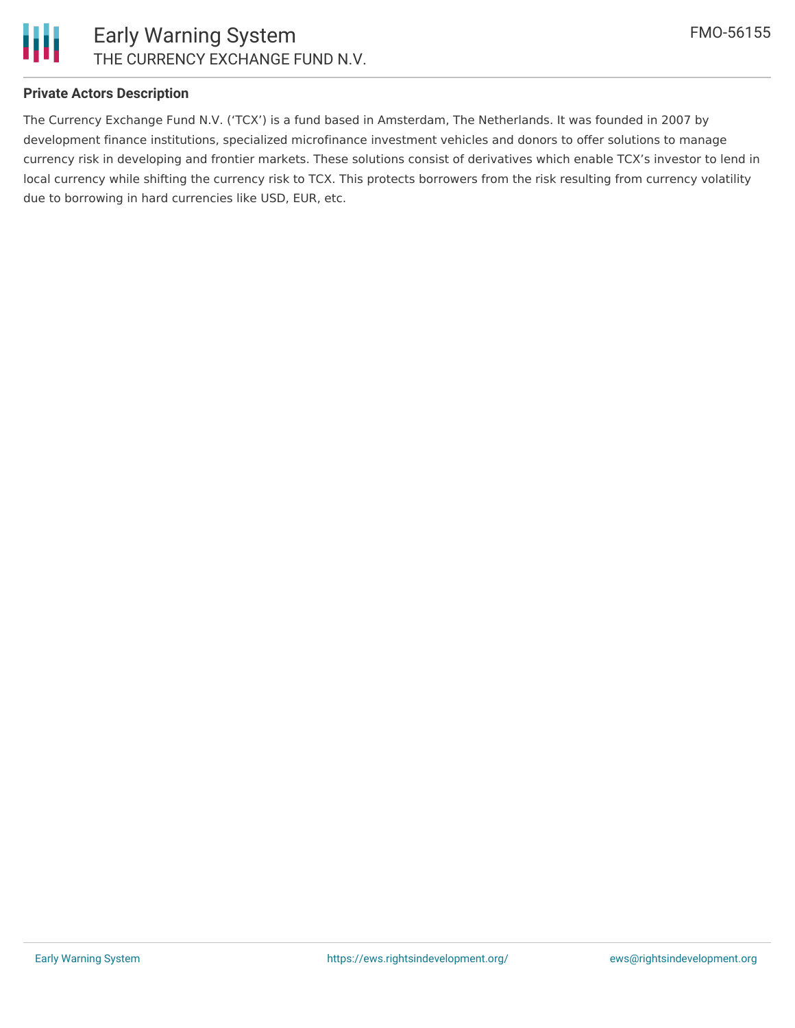**Private Actors Description**

The Currency Exchange Fund N.V. (‘TCX’) is a fund based in Amsterdam, The Netherlands. It was founded in 2007 by development finance institutions, specialized microfinance investment vehicles and donors to offer solutions to manage currency risk in developing and frontier markets. These solutions consist of derivatives which enable TCX’s investor to lend in local currency while shifting the currency risk to TCX. This protects borrowers from the risk resulting from currency volatility due to borrowing in hard currencies like USD, EUR, etc.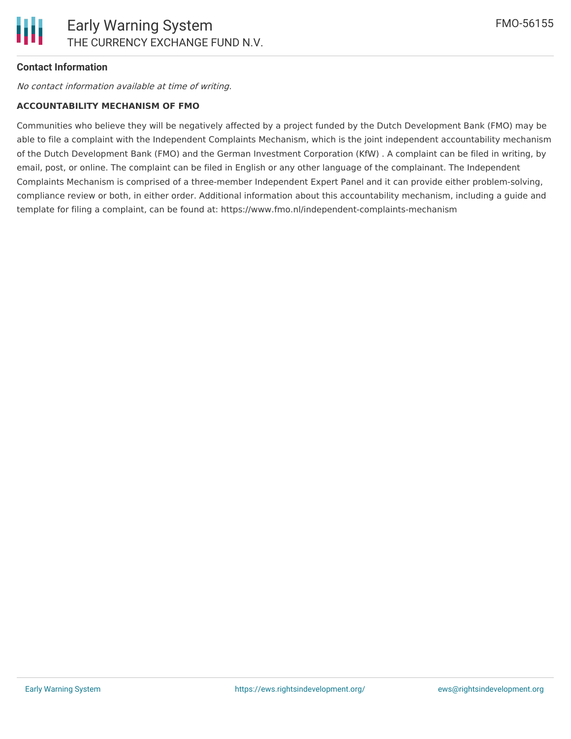**Contact Information**

*No contact information available at time of writing.*

**ACCOUNTABILITY MECHANISM OF FMO**

Communities who believe they will be negatively affected by a project funded by the Dutch Development Bank (FMO) may be able to file a complaint with the Independent Complaints Mechanism, which is the joint independent accountability mechanism of the Dutch Development Bank (FMO) and the German Investment Corporation (KfW) . A complaint can be filed in writing, by email, post, or online. The complaint can be filed in English or any other language of the complainant. The Independent Complaints Mechanism is comprised of a three-member Independent Expert Panel and it can provide either problem-solving, compliance review or both, in either order. Additional information about this accountability mechanism, including a guide and template for filing a complaint, can be found at: https://www.fmo.nl/independent-complaints-mechanism